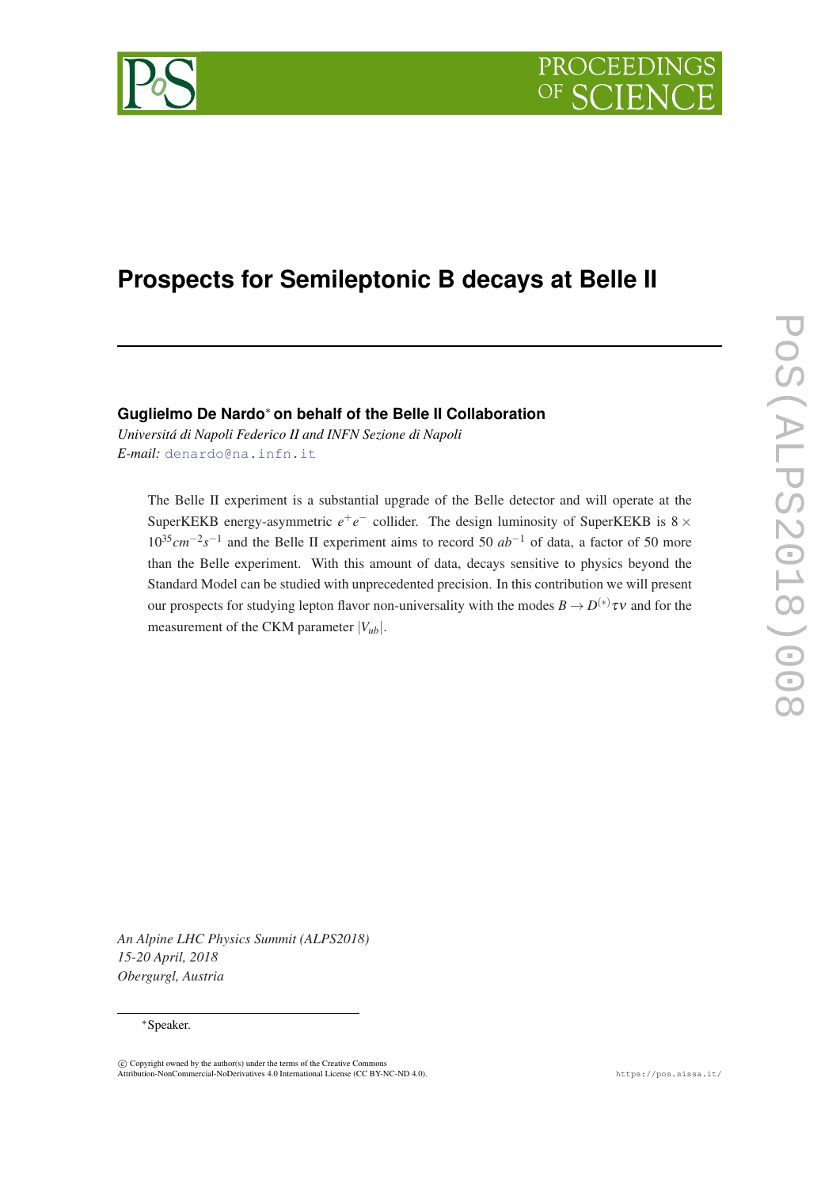# Prospects for Semileptonic B decays at Belle II

**Guglielmo De Nardo[*] on behalf of the Belle II Collaboration**

*Universitá di Napoli Federico II and INFN Sezione di Napoli*

*E-mail:* denardo@na.infn.it

The Belle II experiment is a substantial upgrade of the Belle detector and will operate at the SuperKEKB energy-asymmetric $e^+e^-$ collider. The design luminosity of SuperKEKB is $8 \times 10^{35} cm^{-2}s^{-1}$ and the Belle II experiment aims to record 50 $ab^{-1}$ of data, a factor of 50 more than the Belle experiment. With this amount of data, decays sensitive to physics beyond the Standard Model can be studied with unprecedented precision. In this contribution we will present our prospects for studying lepton flavor non-universality with the modes $B \to D^{(*)}\tau\nu$ and for the measurement of the CKM parameter $|V_{ub}|$.

*An Alpine LHC Physics Summit (ALPS2018)*
*15-20 April, 2018*
*Obergurgl, Austria*

[*] Speaker.

© Copyright owned by the author(s) under the terms of the Creative Commons Attribution-NonCommercial-NoDerivatives 4.0 International License (CC BY-NC-ND 4.0).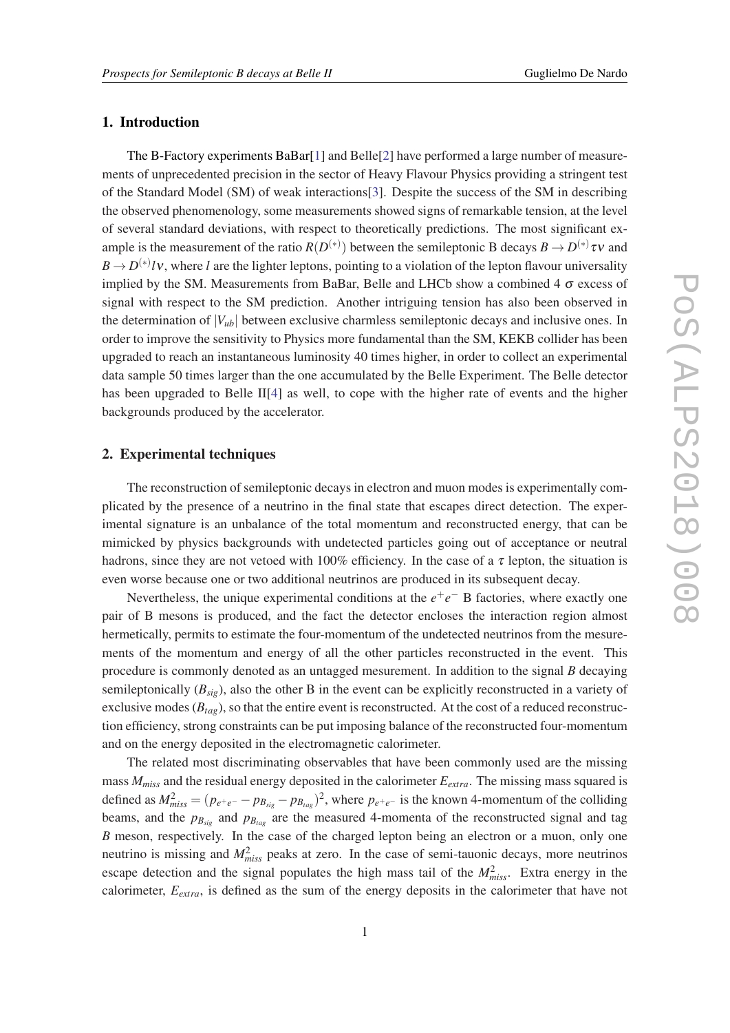## 1. Introduction

The B-Factory experiments BaBar[1] and Belle[2] have performed a large number of measurements of unprecedented precision in the sector of Heavy Flavour Physics providing a stringent test of the Standard Model (SM) of weak interactions[3]. Despite the success of the SM in describing the observed phenomenology, some measurements showed signs of remarkable tension, at the level of several standard deviations, with respect to theoretically predictions. The most significant example is the measurement of the ratio $R(D^{(*)})$ between the semileptonic B decays $B \to D^{(*)}\tau\nu$ and $B \to D^{(*)}l\nu$, where $l$ are the lighter leptons, pointing to a violation of the lepton flavour universality implied by the SM. Measurements from BaBar, Belle and LHCb show a combined 4 $\sigma$ excess of signal with respect to the SM prediction. Another intriguing tension has also been observed in the determination of $|V_{ub}|$ between exclusive charmless semileptonic decays and inclusive ones. In order to improve the sensitivity to Physics more fundamental than the SM, KEKB collider has been upgraded to reach an instantaneous luminosity 40 times higher, in order to collect an experimental data sample 50 times larger than the one accumulated by the Belle Experiment. The Belle detector has been upgraded to Belle II[4] as well, to cope with the higher rate of events and the higher backgrounds produced by the accelerator.

## 2. Experimental techniques

The reconstruction of semileptonic decays in electron and muon modes is experimentally complicated by the presence of a neutrino in the final state that escapes direct detection. The experimental signature is an unbalance of the total momentum and reconstructed energy, that can be mimicked by physics backgrounds with undetected particles going out of acceptance or neutral hadrons, since they are not vetoed with 100% efficiency. In the case of a $\tau$ lepton, the situation is even worse because one or two additional neutrinos are produced in its subsequent decay.

Nevertheless, the unique experimental conditions at the $e^+e^-$ B factories, where exactly one pair of B mesons is produced, and the fact the detector encloses the interaction region almost hermetically, permits to estimate the four-momentum of the undetected neutrinos from the mesurements of the momentum and energy of all the other particles reconstructed in the event. This procedure is commonly denoted as an untagged mesurement. In addition to the signal $B$ decaying semileptonically ($B_{sig}$), also the other B in the event can be explicitly reconstructed in a variety of exclusive modes ($B_{tag}$), so that the entire event is reconstructed. At the cost of a reduced reconstruction efficiency, strong constraints can be put imposing balance of the reconstructed four-momentum and on the energy deposited in the electromagnetic calorimeter.

The related most discriminating observables that have been commonly used are the missing mass $M_{miss}$ and the residual energy deposited in the calorimeter $E_{extra}$. The missing mass squared is defined as $M^2_{miss} = (p_{e^+e^-} - p_{B_{sig}} - p_{B_{tag}})^2$, where $p_{e^+e^-}$ is the known 4-momentum of the colliding beams, and the $p_{B_{sig}}$ and $p_{B_{tag}}$ are the measured 4-momenta of the reconstructed signal and tag $B$ meson, respectively. In the case of the charged lepton being an electron or a muon, only one neutrino is missing and $M^2_{miss}$ peaks at zero. In the case of semi-tauonic decays, more neutrinos escape detection and the signal populates the high mass tail of the $M^2_{miss}$. Extra energy in the calorimeter, $E_{extra}$, is defined as the sum of the energy deposits in the calorimeter that have not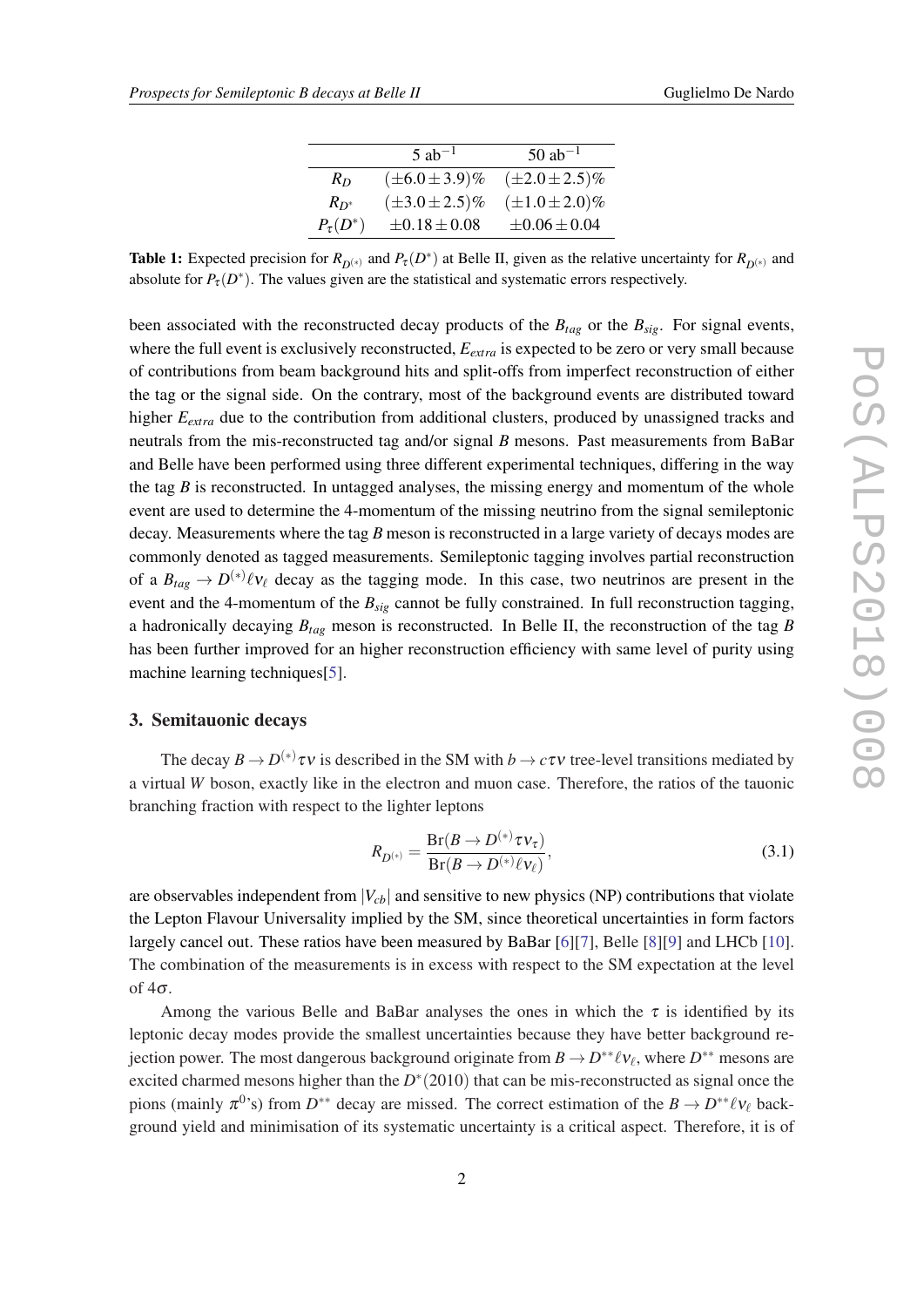| | 5 ab$^{-1}$ | 50 ab$^{-1}$ |
|---|---|---|
| $R_D$ | $(\pm 6.0 \pm 3.9)\%$ | $(\pm 2.0 \pm 2.5)\%$ |
| $R_{D^*}$ | $(\pm 3.0 \pm 2.5)\%$ | $(\pm 1.0 \pm 2.0)\%$ |
| $P_\tau(D^*)$ | $\pm 0.18 \pm 0.08$ | $\pm 0.06 \pm 0.04$ |

**Table 1:** Expected precision for $R_{D^{(*)}}$ and $P_\tau(D^*)$ at Belle II, given as the relative uncertainty for $R_{D^{(*)}}$ and absolute for $P_\tau(D^*)$. The values given are the statistical and systematic errors respectively.

been associated with the reconstructed decay products of the $B_{tag}$ or the $B_{sig}$. For signal events, where the full event is exclusively reconstructed, $E_{extra}$ is expected to be zero or very small because of contributions from beam background hits and split-offs from imperfect reconstruction of either the tag or the signal side. On the contrary, most of the background events are distributed toward higher $E_{extra}$ due to the contribution from additional clusters, produced by unassigned tracks and neutrals from the mis-reconstructed tag and/or signal $B$ mesons. Past measurements from BaBar and Belle have been performed using three different experimental techniques, differing in the way the tag $B$ is reconstructed. In untagged analyses, the missing energy and momentum of the whole event are used to determine the 4-momentum of the missing neutrino from the signal semileptonic decay. Measurements where the tag $B$ meson is reconstructed in a large variety of decays modes are commonly denoted as tagged measurements. Semileptonic tagging involves partial reconstruction of a $B_{tag} \to D^{(*)}\ell\nu_\ell$ decay as the tagging mode. In this case, two neutrinos are present in the event and the 4-momentum of the $B_{sig}$ cannot be fully constrained. In full reconstruction tagging, a hadronically decaying $B_{tag}$ meson is reconstructed. In Belle II, the reconstruction of the tag $B$ has been further improved for an higher reconstruction efficiency with same level of purity using machine learning techniques[5].

## 3. Semitauonic decays

The decay $B \to D^{(*)}\tau\nu$ is described in the SM with $b \to c\tau\nu$ tree-level transitions mediated by a virtual $W$ boson, exactly like in the electron and muon case. Therefore, the ratios of the tauonic branching fraction with respect to the lighter leptons

$$R_{D^{(*)}} = \frac{\mathrm{Br}(B \to D^{(*)}\tau\nu_\tau)}{\mathrm{Br}(B \to D^{(*)}\ell\nu_\ell)}, \tag{3.1}$$

are observables independent from $|V_{cb}|$ and sensitive to new physics (NP) contributions that violate the Lepton Flavour Universality implied by the SM, since theoretical uncertainties in form factors largely cancel out. These ratios have been measured by BaBar [6][7], Belle [8][9] and LHCb [10]. The combination of the measurements is in excess with respect to the SM expectation at the level of $4\sigma$.

Among the various Belle and BaBar analyses the ones in which the $\tau$ is identified by its leptonic decay modes provide the smallest uncertainties because they have better background rejection power. The most dangerous background originate from $B \to D^{**}\ell\nu_\ell$, where $D^{**}$ mesons are excited charmed mesons higher than the $D^*(2010)$ that can be mis-reconstructed as signal once the pions (mainly $\pi^0$'s) from $D^{**}$ decay are missed. The correct estimation of the $B \to D^{**}\ell\nu_\ell$ background yield and minimisation of its systematic uncertainty is a critical aspect. Therefore, it is of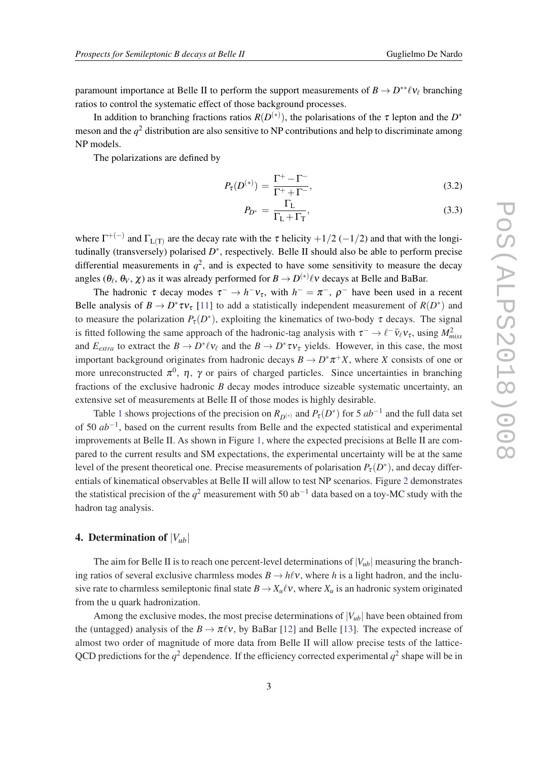paramount importance at Belle II to perform the support measurements of $B \to D^{**}\ell\nu_\ell$ branching ratios to control the systematic effect of those background processes.

In addition to branching fractions ratios $R(D^{(*)})$, the polarisations of the $\tau$ lepton and the $D^*$ meson and the $q^2$ distribution are also sensitive to NP contributions and help to discriminate among NP models.

The polarizations are defined by

$$P_\tau(D^{(*)}) = \frac{\Gamma^+ - \Gamma^-}{\Gamma^+ + \Gamma^-}, \tag{3.2}$$

$$P_{D^*} = \frac{\Gamma_{\mathrm{L}}}{\Gamma_{\mathrm{L}} + \Gamma_{\mathrm{T}}}, \tag{3.3}$$

where $\Gamma^{+(-)}$ and $\Gamma_{\mathrm{L(T)}}$ are the decay rate with the $\tau$ helicity $+1/2$ $(-1/2)$ and that with the longitudinally (transversely) polarised $D^*$, respectively. Belle II should also be able to perform precise differential measurements in $q^2$, and is expected to have some sensitivity to measure the decay angles ($\theta_\ell$, $\theta_V$, $\chi$) as it was already performed for $B \to D^{(*)}\ell\nu$ decays at Belle and BaBar.

The hadronic $\tau$ decay modes $\tau^- \to h^-\nu_\tau$, with $h^- = \pi^-$, $\rho^-$ have been used in a recent Belle analysis of $B \to D^*\tau\nu_\tau$ [11] to add a statistically independent measurement of $R(D^*)$ and to measure the polarization $P_\tau(D^*)$, exploiting the kinematics of two-body $\tau$ decays. The signal is fitted following the same approach of the hadronic-tag analysis with $\tau^- \to \ell^-\bar{\nu}_\ell\nu_\tau$, using $M^2_{miss}$ and $E_{extra}$ to extract the $B \to D^*\ell\nu_\ell$ and the $B \to D^*\tau\nu_\tau$ yields. However, in this case, the most important background originates from hadronic decays $B \to D^*\pi^+X$, where $X$ consists of one or more unreconstructed $\pi^0$, $\eta$, $\gamma$ or pairs of charged particles. Since uncertainties in branching fractions of the exclusive hadronic $B$ decay modes introduce sizeable systematic uncertainty, an extensive set of measurements at Belle II of those modes is highly desirable.

Table 1 shows projections of the precision on $R_{D^{(*)}}$ and $P_\tau(D^*)$ for 5 $ab^{-1}$ and the full data set of 50 $ab^{-1}$, based on the current results from Belle and the expected statistical and experimental improvements at Belle II. As shown in Figure 1, where the expected precisions at Belle II are compared to the current results and SM expectations, the experimental uncertainty will be at the same level of the present theoretical one. Precise measurements of polarisation $P_\tau(D^*)$, and decay differentials of kinematical observables at Belle II will allow to test NP scenarios. Figure 2 demonstrates the statistical precision of the $q^2$ measurement with 50 ab$^{-1}$ data based on a toy-MC study with the hadron tag analysis.

## 4. Determination of $|V_{ub}|$

The aim for Belle II is to reach one percent-level determinations of $|V_{ub}|$ measuring the branching ratios of several exclusive charmless modes $B \to h\ell\nu$, where $h$ is a light hadron, and the inclusive rate to charmless semileptonic final state $B \to X_u\ell\nu$, where $X_u$ is an hadronic system originated from the u quark hadronization.

Among the exclusive modes, the most precise determinations of $|V_{ub}|$ have been obtained from the (untagged) analysis of the $B \to \pi\ell\nu$, by BaBar [12] and Belle [13]. The expected increase of almost two order of magnitude of more data from Belle II will allow precise tests of the lattice-QCD predictions for the $q^2$ dependence. If the efficiency corrected experimental $q^2$ shape will be in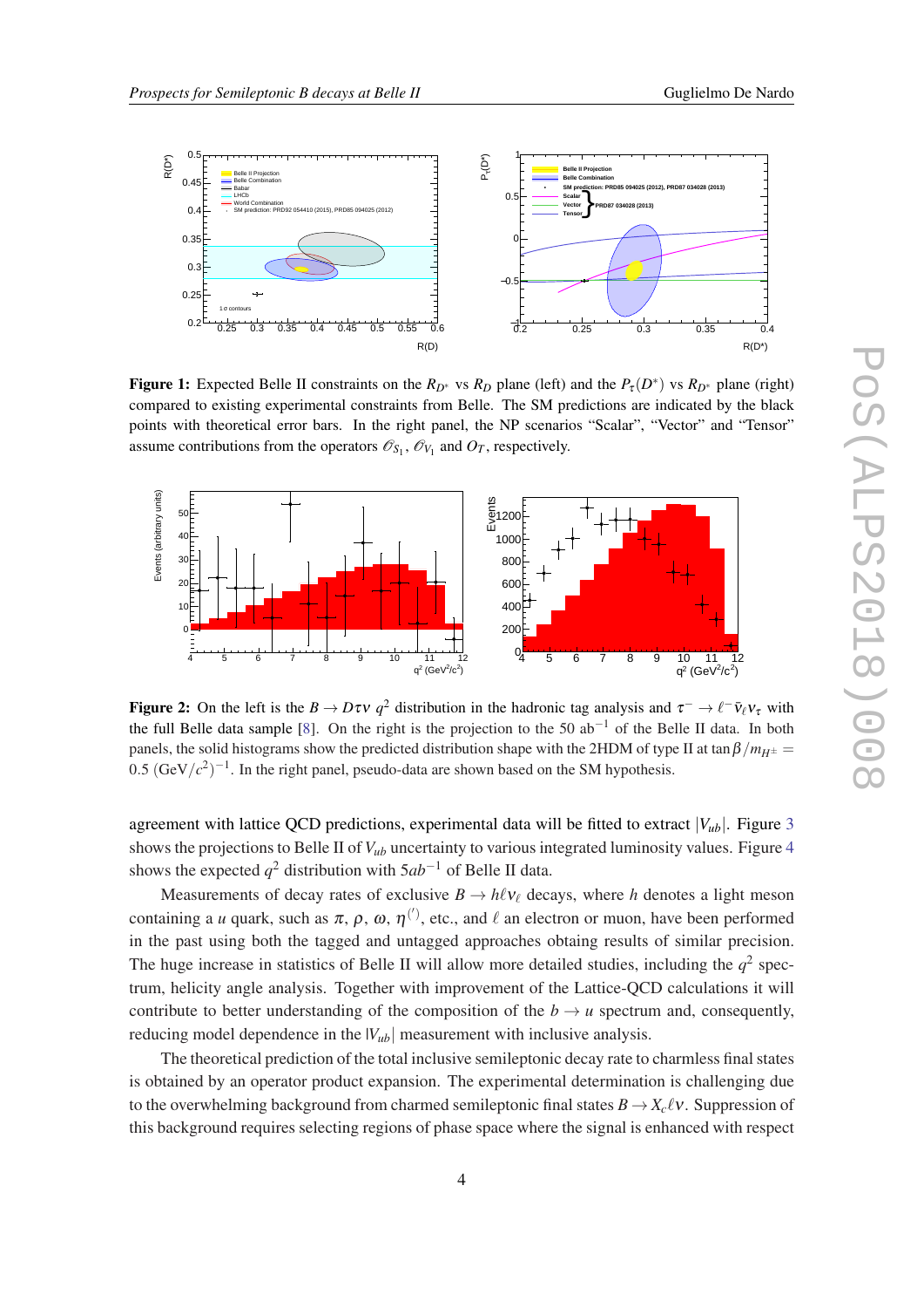**Figure 1:** Expected Belle II constraints on the $R_{D^*}$ vs $R_D$ plane (left) and the $P_\tau(D^*)$ vs $R_{D^*}$ plane (right) compared to existing experimental constraints from Belle. The SM predictions are indicated by the black points with theoretical error bars. In the right panel, the NP scenarios "Scalar", "Vector" and "Tensor" assume contributions from the operators $\mathscr{O}_{S_1}$, $\mathscr{O}_{V_1}$ and $O_T$, respectively.

**Figure 2:** On the left is the $B \to D\tau\nu$ $q^2$ distribution in the hadronic tag analysis and $\tau^- \to \ell^- \bar{\nu}_\ell \nu_\tau$ with the full Belle data sample [8]. On the right is the projection to the 50 ab$^{-1}$ of the Belle II data. In both panels, the solid histograms show the predicted distribution shape with the 2HDM of type II at $\tan\beta/m_{H^\pm} = 0.5$ (GeV$/c^2$)$^{-1}$. In the right panel, pseudo-data are shown based on the SM hypothesis.

agreement with lattice QCD predictions, experimental data will be fitted to extract $|V_{ub}|$. Figure 3 shows the projections to Belle II of $V_{ub}$ uncertainty to various integrated luminosity values. Figure 4 shows the expected $q^2$ distribution with $5ab^{-1}$ of Belle II data.

Measurements of decay rates of exclusive $B \to h\ell\nu_\ell$ decays, where $h$ denotes a light meson containing a $u$ quark, such as $\pi$, $\rho$, $\omega$, $\eta^{(\prime)}$, etc., and $\ell$ an electron or muon, have been performed in the past using both the tagged and untagged approaches obtaing results of similar precision. The huge increase in statistics of Belle II will allow more detailed studies, including the $q^2$ spectrum, helicity angle analysis. Together with improvement of the Lattice-QCD calculations it will contribute to better understanding of the composition of the $b \to u$ spectrum and, consequently, reducing model dependence in the $|V_{ub}|$ measurement with inclusive analysis.

The theoretical prediction of the total inclusive semileptonic decay rate to charmless final states is obtained by an operator product expansion. The experimental determination is challenging due to the overwhelming background from charmed semileptonic final states $B \to X_c\ell\nu$. Suppression of this background requires selecting regions of phase space where the signal is enhanced with respect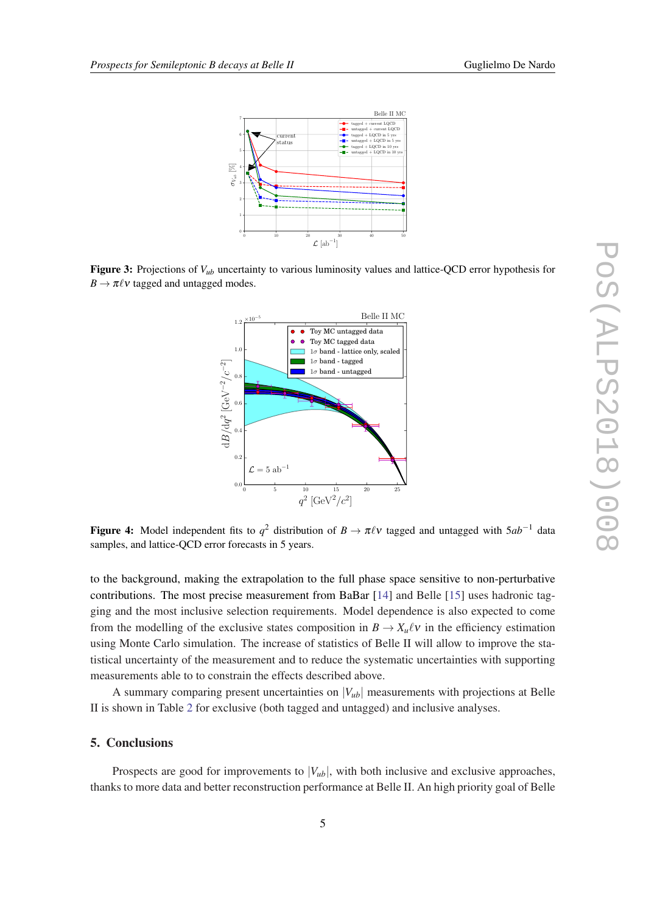**Figure 3:** Projections of $V_{ub}$ uncertainty to various luminosity values and lattice-QCD error hypothesis for $B \to \pi \ell \nu$ tagged and untagged modes.

**Figure 4:** Model independent fits to $q^2$ distribution of $B \to \pi \ell \nu$ tagged and untagged with $5ab^{-1}$ data samples, and lattice-QCD error forecasts in 5 years.

to the background, making the extrapolation to the full phase space sensitive to non-perturbative contributions. The most precise measurement from BaBar [14] and Belle [15] uses hadronic tagging and the most inclusive selection requirements. Model dependence is also expected to come from the modelling of the exclusive states composition in $B \to X_u \ell \nu$ in the efficiency estimation using Monte Carlo simulation. The increase of statistics of Belle II will allow to improve the statistical uncertainty of the measurement and to reduce the systematic uncertainties with supporting measurements able to to constrain the effects described above.

A summary comparing present uncertainties on $|V_{ub}|$ measurements with projections at Belle II is shown in Table 2 for exclusive (both tagged and untagged) and inclusive analyses.

## 5. Conclusions

Prospects are good for improvements to $|V_{ub}|$, with both inclusive and exclusive approaches, thanks to more data and better reconstruction performance at Belle II. An high priority goal of Belle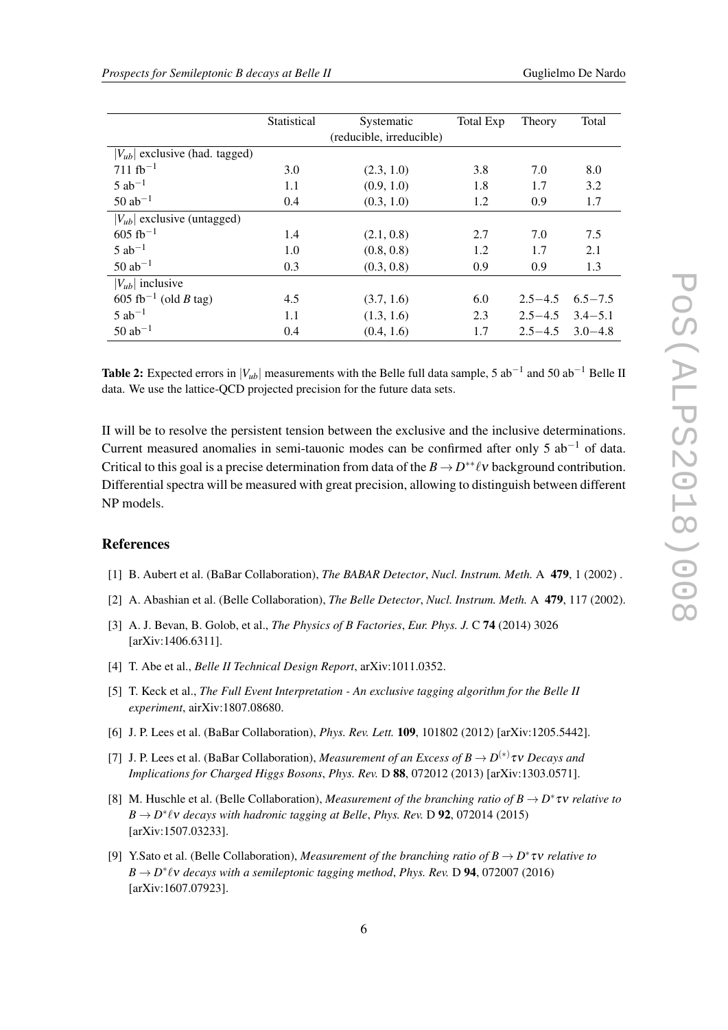| | Statistical | Systematic (reducible, irreducible) | Total Exp | Theory | Total |
|---|---|---|---|---|---|
| $\lvert V_{ub}\rvert$ exclusive (had. tagged) | | | | | |
| 711 $\mathrm{fb}^{-1}$ | 3.0 | (2.3, 1.0) | 3.8 | 7.0 | 8.0 |
| 5 $\mathrm{ab}^{-1}$ | 1.1 | (0.9, 1.0) | 1.8 | 1.7 | 3.2 |
| 50 $\mathrm{ab}^{-1}$ | 0.4 | (0.3, 1.0) | 1.2 | 0.9 | 1.7 |
| $\lvert V_{ub}\rvert$ exclusive (untagged) | | | | | |
| 605 $\mathrm{fb}^{-1}$ | 1.4 | (2.1, 0.8) | 2.7 | 7.0 | 7.5 |
| 5 $\mathrm{ab}^{-1}$ | 1.0 | (0.8, 0.8) | 1.2 | 1.7 | 2.1 |
| 50 $\mathrm{ab}^{-1}$ | 0.3 | (0.3, 0.8) | 0.9 | 0.9 | 1.3 |
| $\lvert V_{ub}\rvert$ inclusive | | | | | |
| 605 $\mathrm{fb}^{-1}$ (old $B$ tag) | 4.5 | (3.7, 1.6) | 6.0 | 2.5−4.5 | 6.5−7.5 |
| 5 $\mathrm{ab}^{-1}$ | 1.1 | (1.3, 1.6) | 2.3 | 2.5−4.5 | 3.4−5.1 |
| 50 $\mathrm{ab}^{-1}$ | 0.4 | (0.4, 1.6) | 1.7 | 2.5−4.5 | 3.0−4.8 |

**Table 2:** Expected errors in $|V_{ub}|$ measurements with the Belle full data sample, 5 $\mathrm{ab}^{-1}$ and 50 $\mathrm{ab}^{-1}$ Belle II data. We use the lattice-QCD projected precision for the future data sets.

II will be to resolve the persistent tension between the exclusive and the inclusive determinations. Current measured anomalies in semi-tauonic modes can be confirmed after only 5 $\mathrm{ab}^{-1}$ of data. Critical to this goal is a precise determination from data of the $B \to D^{**}\ell\nu$ background contribution. Differential spectra will be measured with great precision, allowing to distinguish between different NP models.

## References

[1] B. Aubert et al. (BaBar Collaboration), *The BABAR Detector*, *Nucl. Instrum. Meth.* A **479**, 1 (2002) .

[2] A. Abashian et al. (Belle Collaboration), *The Belle Detector*, *Nucl. Instrum. Meth.* A **479**, 117 (2002).

[3] A. J. Bevan, B. Golob, et al., *The Physics of B Factories*, *Eur. Phys. J.* C **74** (2014) 3026 [arXiv:1406.6311].

[4] T. Abe et al., *Belle II Technical Design Report*, arXiv:1011.0352.

[5] T. Keck et al., *The Full Event Interpretation - An exclusive tagging algorithm for the Belle II experiment*, airXiv:1807.08680.

[6] J. P. Lees et al. (BaBar Collaboration), *Phys. Rev. Lett.* **109**, 101802 (2012) [arXiv:1205.5442].

[7] J. P. Lees et al. (BaBar Collaboration), *Measurement of an Excess of $B \to D^{(*)}\tau\nu$ Decays and Implications for Charged Higgs Bosons*, *Phys. Rev.* D **88**, 072012 (2013) [arXiv:1303.0571].

[8] M. Huschle et al. (Belle Collaboration), *Measurement of the branching ratio of $B \to D^{*}\tau\nu$ relative to $B \to D^{*}\ell\nu$ decays with hadronic tagging at Belle*, *Phys. Rev.* D **92**, 072014 (2015) [arXiv:1507.03233].

[9] Y.Sato et al. (Belle Collaboration), *Measurement of the branching ratio of $B \to D^{*}\tau\nu$ relative to $B \to D^{*}\ell\nu$ decays with a semileptonic tagging method*, *Phys. Rev.* D **94**, 072007 (2016) [arXiv:1607.07923].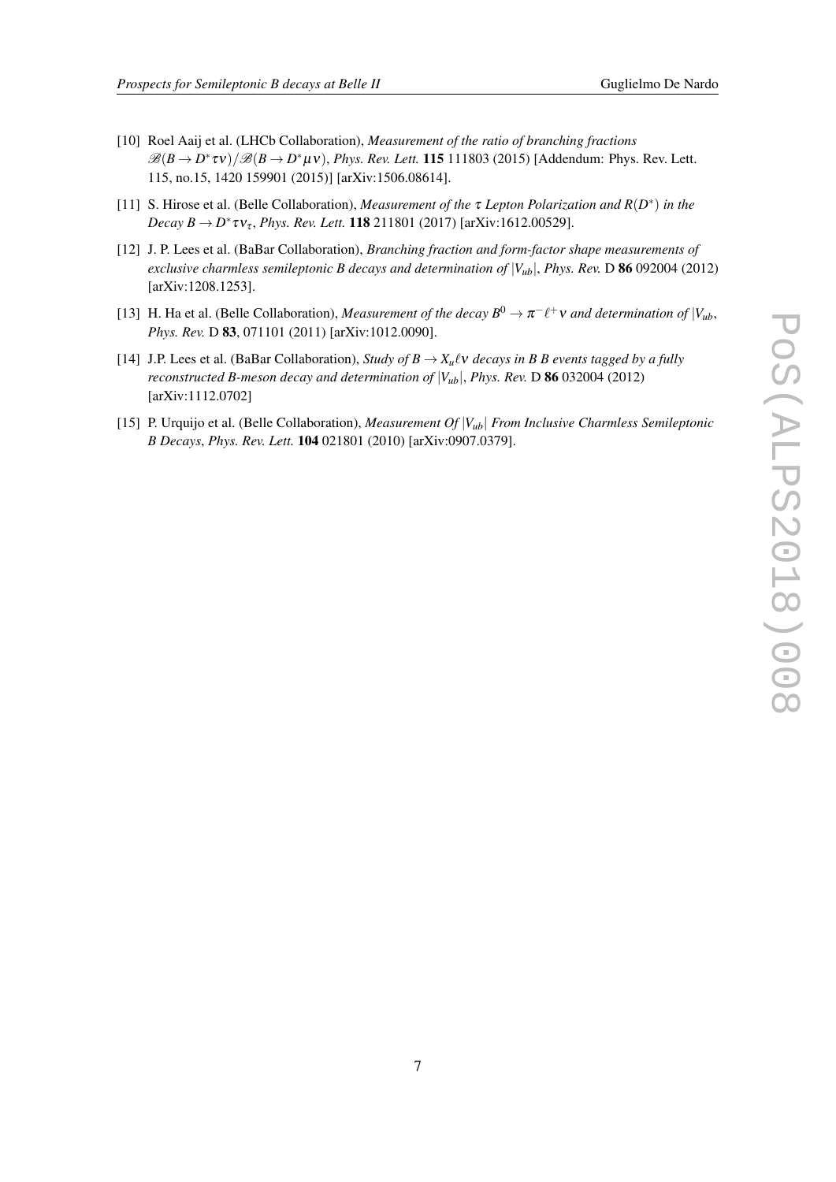[10] Roel Aaij et al. (LHCb Collaboration), *Measurement of the ratio of branching fractions* $\mathscr{B}(B \to D^* \tau \nu)/\mathscr{B}(B \to D^* \mu \nu)$, *Phys. Rev. Lett.* **115** 111803 (2015) [Addendum: Phys. Rev. Lett. 115, no.15, 1420 159901 (2015)] [arXiv:1506.08614].

[11] S. Hirose et al. (Belle Collaboration), *Measurement of the $\tau$ Lepton Polarization and $R(D^*)$ in the Decay $B \to D^* \tau \nu_\tau$*, *Phys. Rev. Lett.* **118** 211801 (2017) [arXiv:1612.00529].

[12] J. P. Lees et al. (BaBar Collaboration), *Branching fraction and form-factor shape measurements of exclusive charmless semileptonic B decays and determination of $|V_{ub}|$*, *Phys. Rev.* D **86** 092004 (2012) [arXiv:1208.1253].

[13] H. Ha et al. (Belle Collaboration), *Measurement of the decay $B^0 \to \pi^- \ell^+ \nu$ and determination of $|V_{ub}$*, *Phys. Rev.* D **83**, 071101 (2011) [arXiv:1012.0090].

[14] J.P. Lees et al. (BaBar Collaboration), *Study of $B \to X_u \ell \nu$ decays in B B events tagged by a fully reconstructed B-meson decay and determination of $|V_{ub}|$*, *Phys. Rev.* D **86** 032004 (2012) [arXiv:1112.0702]

[15] P. Urquijo et al. (Belle Collaboration), *Measurement Of $|V_{ub}|$ From Inclusive Charmless Semileptonic B Decays*, *Phys. Rev. Lett.* **104** 021801 (2010) [arXiv:0907.0379].